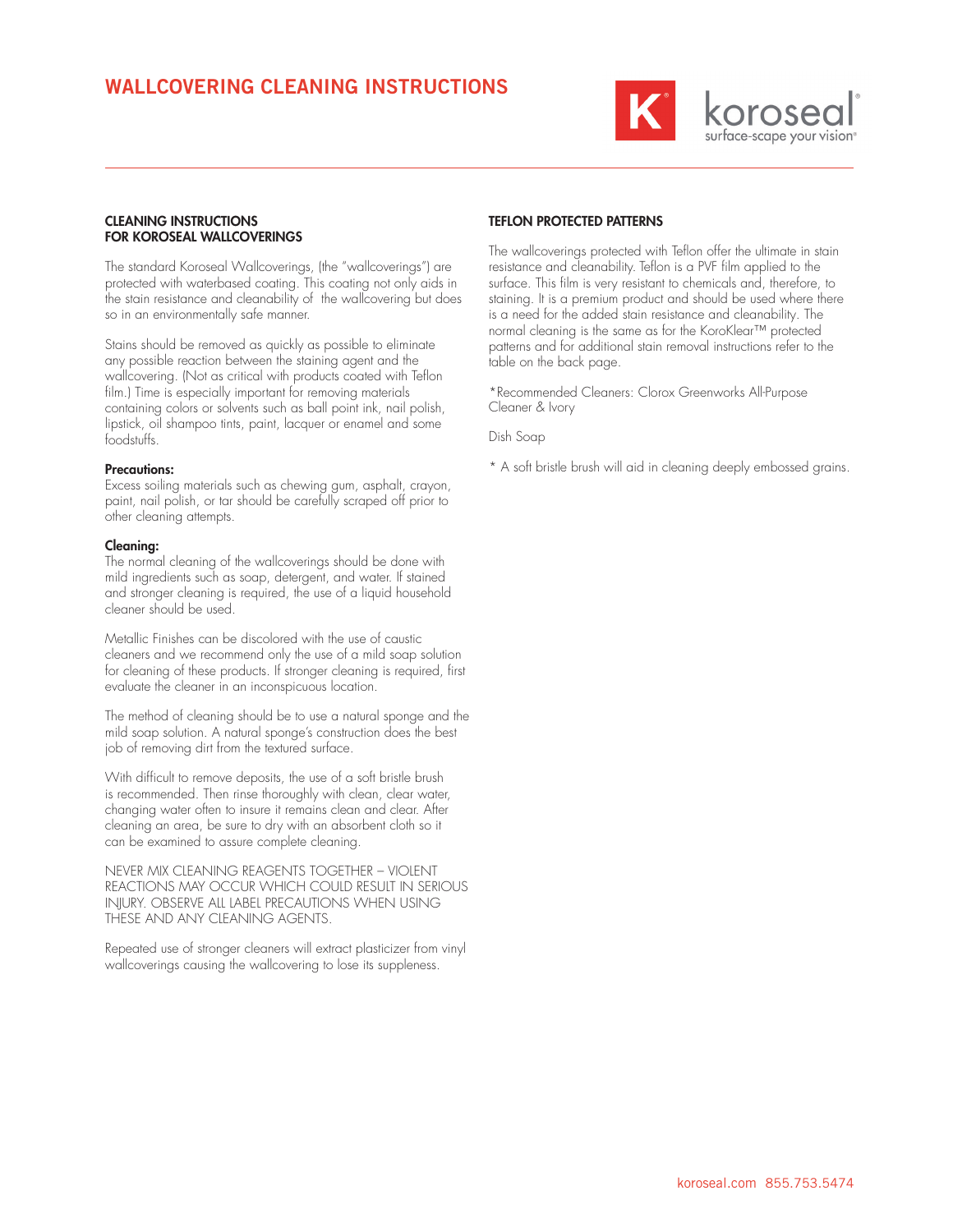# WALLCOVERING CLEANING INSTRUCTIONS

## CLEANING INSTRUCTIONS FOR KOROSEAL WALLCOVERINGS

The standard Koroseal Wallcoverings, (the "wallcoverings") are protected with waterbased coating. This coating not only aids in the stain resistance and cleanability of the wallcovering but does so in an environmentally safe manner.

Stains should be removed as quickly as possible to eliminate any possible reaction between the staining agent and the wallcovering. (Not as critical with products coated with Teflon film.) Time is especially important for removing materials containing colors or solvents such as ball point ink, nail polish, lipstick, oil shampoo tints, paint, lacquer or enamel and some foodstuffs.

**Precautions:**
Excess soiling materials such as chewing gum, asphalt, crayon, paint, nail polish, or tar should be carefully scraped off prior to other cleaning attempts.

**Cleaning:**
The normal cleaning of the wallcoverings should be done with mild ingredients such as soap, detergent, and water. If stained and stronger cleaning is required, the use of a liquid household cleaner should be used.

Metallic Finishes can be discolored with the use of caustic cleaners and we recommend only the use of a mild soap solution for cleaning of these products. If stronger cleaning is required, first evaluate the cleaner in an inconspicuous location.

The method of cleaning should be to use a natural sponge and the mild soap solution. A natural sponge's construction does the best job of removing dirt from the textured surface.

With difficult to remove deposits, the use of a soft bristle brush is recommended. Then rinse thoroughly with clean, clear water, changing water often to insure it remains clean and clear. After cleaning an area, be sure to dry with an absorbent cloth so it can be examined to assure complete cleaning.

NEVER MIX CLEANING REAGENTS TOGETHER – VIOLENT REACTIONS MAY OCCUR WHICH COULD RESULT IN SERIOUS INJURY. OBSERVE ALL LABEL PRECAUTIONS WHEN USING THESE AND ANY CLEANING AGENTS.

Repeated use of stronger cleaners will extract plasticizer from vinyl wallcoverings causing the wallcovering to lose its suppleness.

## TEFLON PROTECTED PATTERNS

The wallcoverings protected with Teflon offer the ultimate in stain resistance and cleanability. Teflon is a PVF film applied to the surface. This film is very resistant to chemicals and, therefore, to staining. It is a premium product and should be used where there is a need for the added stain resistance and cleanability. The normal cleaning is the same as for the KoroKlear™ protected patterns and for additional stain removal instructions refer to the table on the back page.

*Recommended Cleaners: Clorox Greenworks All-Purpose Cleaner & Ivory

Dish Soap

* A soft bristle brush will aid in cleaning deeply embossed grains.

koroseal.com 855.753.5474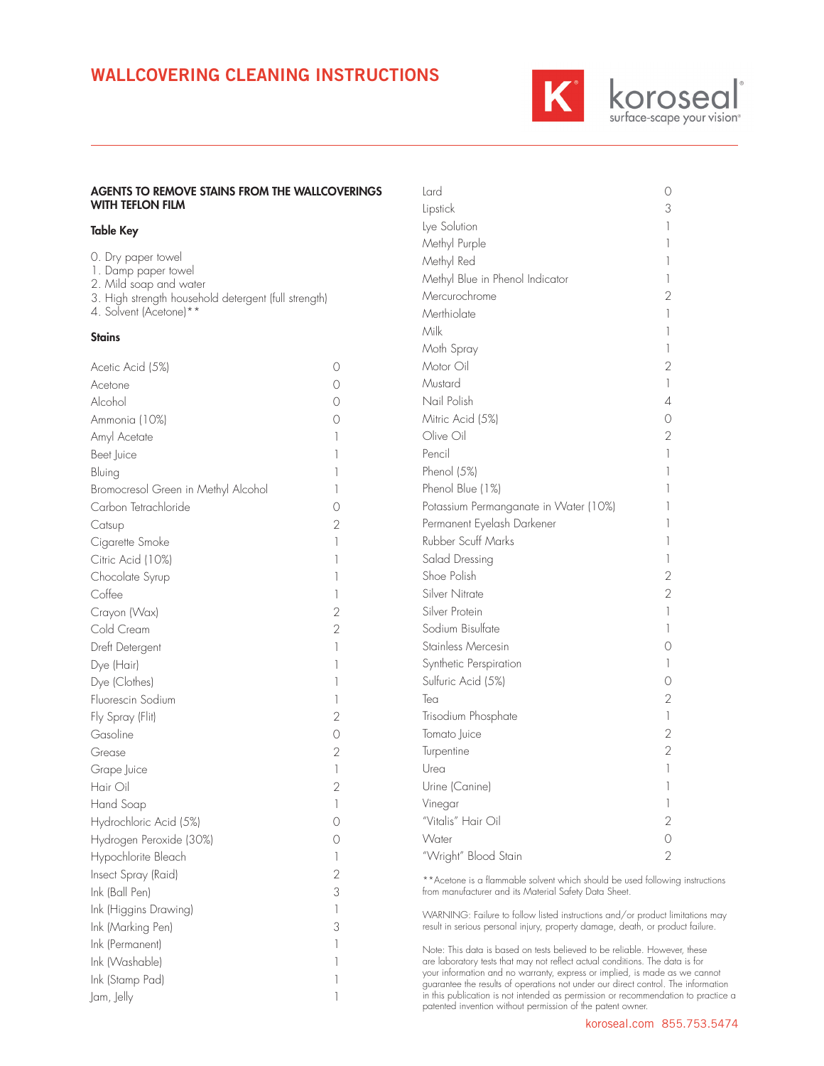# WALLCOVERING CLEANING INSTRUCTIONS

## AGENTS TO REMOVE STAINS FROM THE WALLCOVERINGS WITH TEFLON FILM

### Table Key

0. Dry paper towel
1. Damp paper towel
2. Mild soap and water
3. High strength household detergent (full strength)
4. Solvent (Acetone)**

### Stains

| | |
|---|---|
| Acetic Acid (5%) | 0 |
| Acetone | 0 |
| Alcohol | 0 |
| Ammonia (10%) | 0 |
| Amyl Acetate | 1 |
| Beet Juice | 1 |
| Bluing | 1 |
| Bromocresol Green in Methyl Alcohol | 1 |
| Carbon Tetrachloride | 0 |
| Catsup | 2 |
| Cigarette Smoke | 1 |
| Citric Acid (10%) | 1 |
| Chocolate Syrup | 1 |
| Coffee | 1 |
| Crayon (Wax) | 2 |
| Cold Cream | 2 |
| Dreft Detergent | 1 |
| Dye (Hair) | 1 |
| Dye (Clothes) | 1 |
| Fluorescin Sodium | 1 |
| Fly Spray (Flit) | 2 |
| Gasoline | 0 |
| Grease | 2 |
| Grape Juice | 1 |
| Hair Oil | 2 |
| Hand Soap | 1 |
| Hydrochloric Acid (5%) | 0 |
| Hydrogen Peroxide (30%) | 0 |
| Hypochlorite Bleach | 1 |
| Insect Spray (Raid) | 2 |
| Ink (Ball Pen) | 3 |
| Ink (Higgins Drawing) | 1 |
| Ink (Marking Pen) | 3 |
| Ink (Permanent) | 1 |
| Ink (Washable) | 1 |
| Ink (Stamp Pad) | 1 |
| Jam, Jelly | 1 |
| Lard | 0 |
| Lipstick | 3 |
| Lye Solution | 1 |
| Methyl Purple | 1 |
| Methyl Red | 1 |
| Methyl Blue in Phenol Indicator | 1 |
| Mercurochrome | 2 |
| Merthiolate | 1 |
| Milk | 1 |
| Moth Spray | 1 |
| Motor Oil | 2 |
| Mustard | 1 |
| Nail Polish | 4 |
| Nitric Acid (5%) | 0 |
| Olive Oil | 2 |
| Pencil | 1 |
| Phenol (5%) | 1 |
| Phenol Blue (1%) | 1 |
| Potassium Permanganate in Water (10%) | 1 |
| Permanent Eyelash Darkener | 1 |
| Rubber Scuff Marks | 1 |
| Salad Dressing | 1 |
| Shoe Polish | 2 |
| Silver Nitrate | 2 |
| Silver Protein | 1 |
| Sodium Bisulfate | 1 |
| Stainless Mercesin | 0 |
| Synthetic Perspiration | 1 |
| Sulfuric Acid (5%) | 0 |
| Tea | 2 |
| Trisodium Phosphate | 1 |
| Tomato Juice | 2 |
| Turpentine | 2 |
| Urea | 1 |
| Urine (Canine) | 1 |
| Vinegar | 1 |
| "Vitalis" Hair Oil | 2 |
| Water | 0 |
| "Wright" Blood Stain | 2 |

**Acetone is a flammable solvent which should be used following instructions from manufacturer and its Material Safety Data Sheet.

WARNING: Failure to follow listed instructions and/or product limitations may result in serious personal injury, property damage, death, or product failure.

Note: This data is based on tests believed to be reliable. However, these are laboratory tests that may not reflect actual conditions. The data is for your information and no warranty, express or implied, is made as we cannot guarantee the results of operations not under our direct control. The information in this publication is not intended as permission or recommendation to practice a patented invention without permission of the patent owner.

koroseal.com 855.753.5474